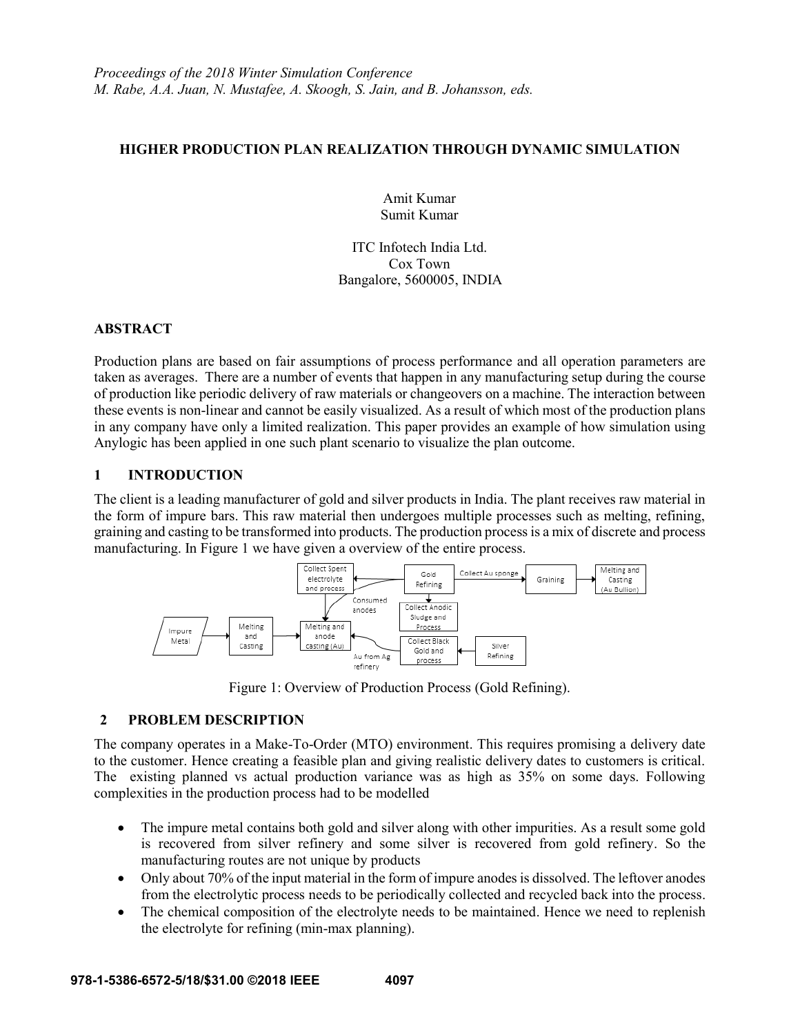*Proceedings of the 2018 Winter Simulation Conference*
*M. Rabe, A.A. Juan, N. Mustafee, A. Skoogh, S. Jain, and B. Johansson, eds.*

# HIGHER PRODUCTION PLAN REALIZATION THROUGH DYNAMIC SIMULATION

Amit Kumar
Sumit Kumar

ITC Infotech India Ltd.
Cox Town
Bangalore, 5600005, INDIA

## ABSTRACT

Production plans are based on fair assumptions of process performance and all operation parameters are taken as averages. There are a number of events that happen in any manufacturing setup during the course of production like periodic delivery of raw materials or changeovers on a machine. The interaction between these events is non-linear and cannot be easily visualized. As a result of which most of the production plans in any company have only a limited realization. This paper provides an example of how simulation using Anylogic has been applied in one such plant scenario to visualize the plan outcome.

## 1 INTRODUCTION

The client is a leading manufacturer of gold and silver products in India. The plant receives raw material in the form of impure bars. This raw material then undergoes multiple processes such as melting, refining, graining and casting to be transformed into products. The production process is a mix of discrete and process manufacturing. In Figure 1 we have given a overview of the entire process.

Figure 1: Overview of Production Process (Gold Refining).

## 2 PROBLEM DESCRIPTION

The company operates in a Make-To-Order (MTO) environment. This requires promising a delivery date to the customer. Hence creating a feasible plan and giving realistic delivery dates to customers is critical. The existing planned vs actual production variance was as high as 35% on some days. Following complexities in the production process had to be modelled

- The impure metal contains both gold and silver along with other impurities. As a result some gold is recovered from silver refinery and some silver is recovered from gold refinery. So the manufacturing routes are not unique by products
- Only about 70% of the input material in the form of impure anodes is dissolved. The leftover anodes from the electrolytic process needs to be periodically collected and recycled back into the process.
- The chemical composition of the electrolyte needs to be maintained. Hence we need to replenish the electrolyte for refining (min-max planning).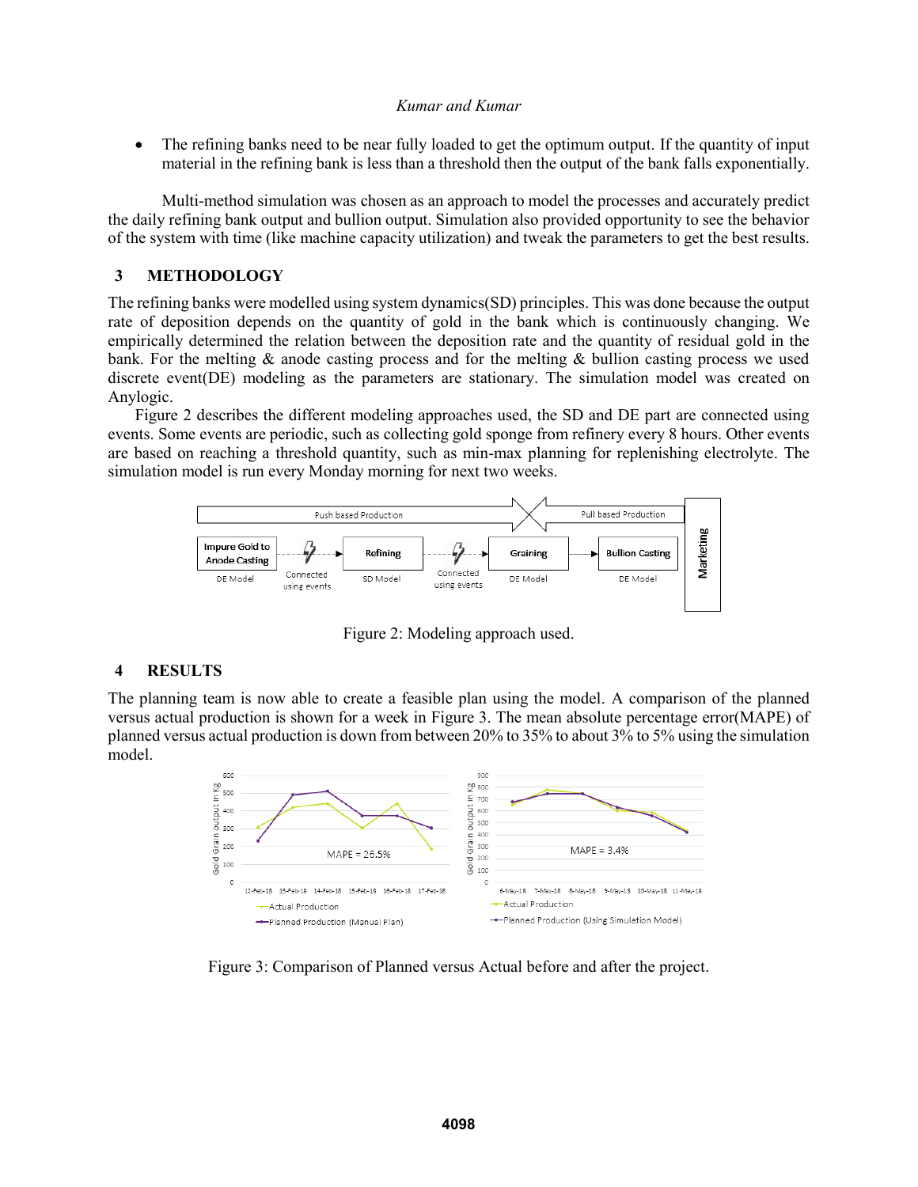- The refining banks need to be near fully loaded to get the optimum output. If the quantity of input material in the refining bank is less than a threshold then the output of the bank falls exponentially.

Multi-method simulation was chosen as an approach to model the processes and accurately predict the daily refining bank output and bullion output. Simulation also provided opportunity to see the behavior of the system with time (like machine capacity utilization) and tweak the parameters to get the best results.

## 3 METHODOLOGY

The refining banks were modelled using system dynamics(SD) principles. This was done because the output rate of deposition depends on the quantity of gold in the bank which is continuously changing. We empirically determined the relation between the deposition rate and the quantity of residual gold in the bank. For the melting & anode casting process and for the melting & bullion casting process we used discrete event(DE) modeling as the parameters are stationary. The simulation model was created on Anylogic.

Figure 2 describes the different modeling approaches used, the SD and DE part are connected using events. Some events are periodic, such as collecting gold sponge from refinery every 8 hours. Other events are based on reaching a threshold quantity, such as min-max planning for replenishing electrolyte. The simulation model is run every Monday morning for next two weeks.

Push based Production
Pull based Production
Impure Gold to Anode Casting
DE Model
Connected using events
Refining
SD Model
Connected using events
Graining
DE Model
Bullion Casting
DE Model
Marketing

Figure 2: Modeling approach used.

## 4 RESULTS

The planning team is now able to create a feasible plan using the model. A comparison of the planned versus actual production is shown for a week in Figure 3. The mean absolute percentage error(MAPE) of planned versus actual production is down from between 20% to 35% to about 3% to 5% using the simulation model.

Gold Grain output in Kg
600
500
400
300
200
100
0
12-Feb-18
13-Feb-18
14-Feb-18
15-Feb-18
16-Feb-18
17-Feb-18
MAPE = 26.5%
Actual Production
Planned Production (Manual Plan)

Gold Grain output in Kg
900
800
700
600
500
400
300
200
100
0
6-May-18
7-May-18
8-May-18
9-May-18
10-May-18
11-May-18
MAPE = 3.4%
Actual Production
Planned Production (Using Simulation Model)

Figure 3: Comparison of Planned versus Actual before and after the project.